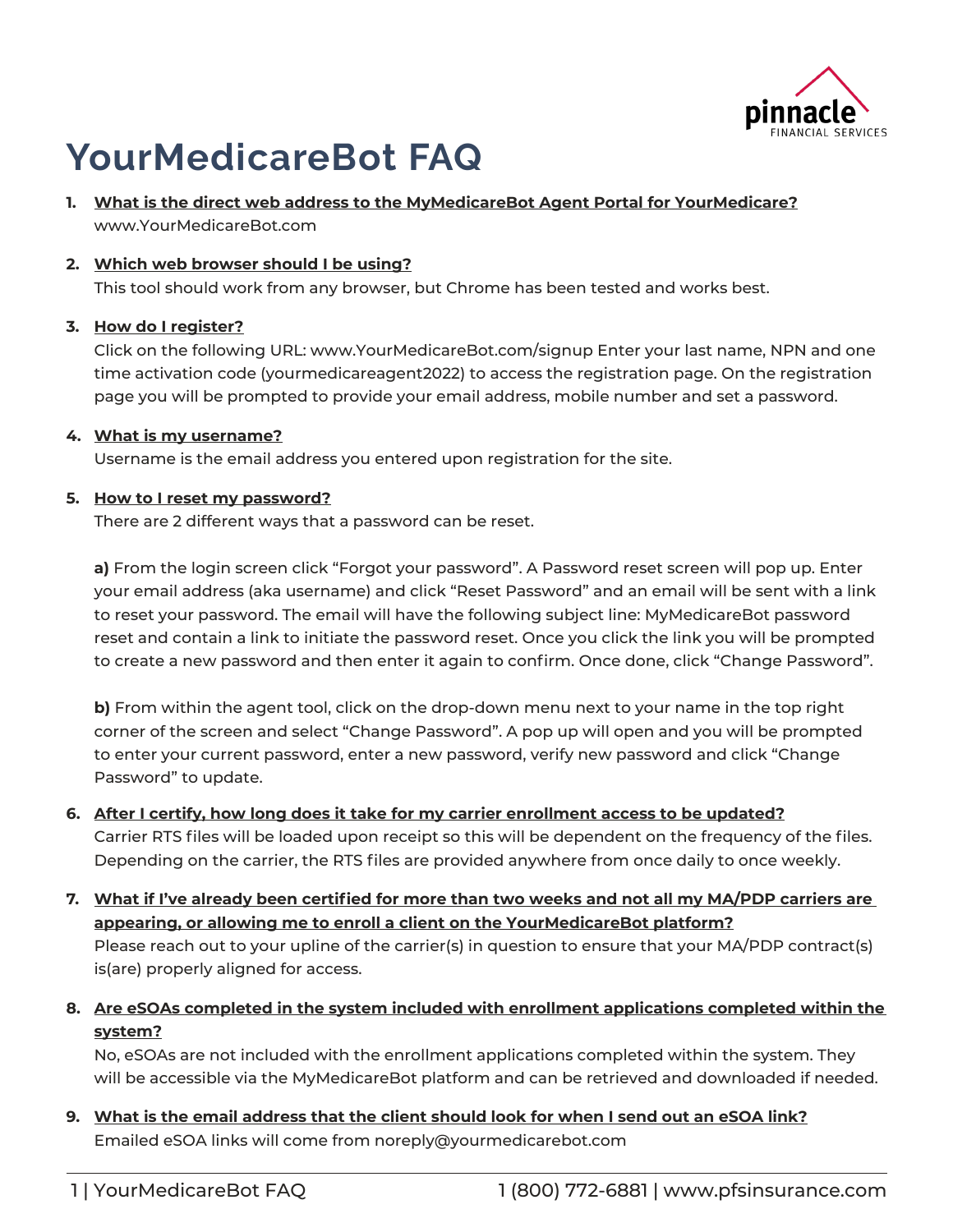# YourMedicareBot FAQ

1. **What is the direct web address to the MyMedicareBot Agent Portal for YourMedicare?**
   www.YourMedicareBot.com

2. **Which web browser should I be using?**
   This tool should work from any browser, but Chrome has been tested and works best.

3. **How do I register?**
   Click on the following URL: www.YourMedicareBot.com/signup Enter your last name, NPN and one time activation code (yourmedicareagent2022) to access the registration page. On the registration page you will be prompted to provide your email address, mobile number and set a password.

4. **What is my username?**
   Username is the email address you entered upon registration for the site.

5. **How to I reset my password?**
   There are 2 different ways that a password can be reset.

   **a)** From the login screen click "Forgot your password". A Password reset screen will pop up. Enter your email address (aka username) and click "Reset Password" and an email will be sent with a link to reset your password. The email will have the following subject line: MyMedicareBot password reset and contain a link to initiate the password reset. Once you click the link you will be prompted to create a new password and then enter it again to confirm. Once done, click "Change Password".

   **b)** From within the agent tool, click on the drop-down menu next to your name in the top right corner of the screen and select "Change Password". A pop up will open and you will be prompted to enter your current password, enter a new password, verify new password and click "Change Password" to update.

6. **After I certify, how long does it take for my carrier enrollment access to be updated?**
   Carrier RTS files will be loaded upon receipt so this will be dependent on the frequency of the files. Depending on the carrier, the RTS files are provided anywhere from once daily to once weekly.

7. **What if I've already been certified for more than two weeks and not all my MA/PDP carriers are appearing, or allowing me to enroll a client on the YourMedicareBot platform?**
   Please reach out to your upline of the carrier(s) in question to ensure that your MA/PDP contract(s) is(are) properly aligned for access.

8. **Are eSOAs completed in the system included with enrollment applications completed within the system?**
   No, eSOAs are not included with the enrollment applications completed within the system. They will be accessible via the MyMedicareBot platform and can be retrieved and downloaded if needed.

9. **What is the email address that the client should look for when I send out an eSOA link?**
   Emailed eSOA links will come from noreply@yourmedicarebot.com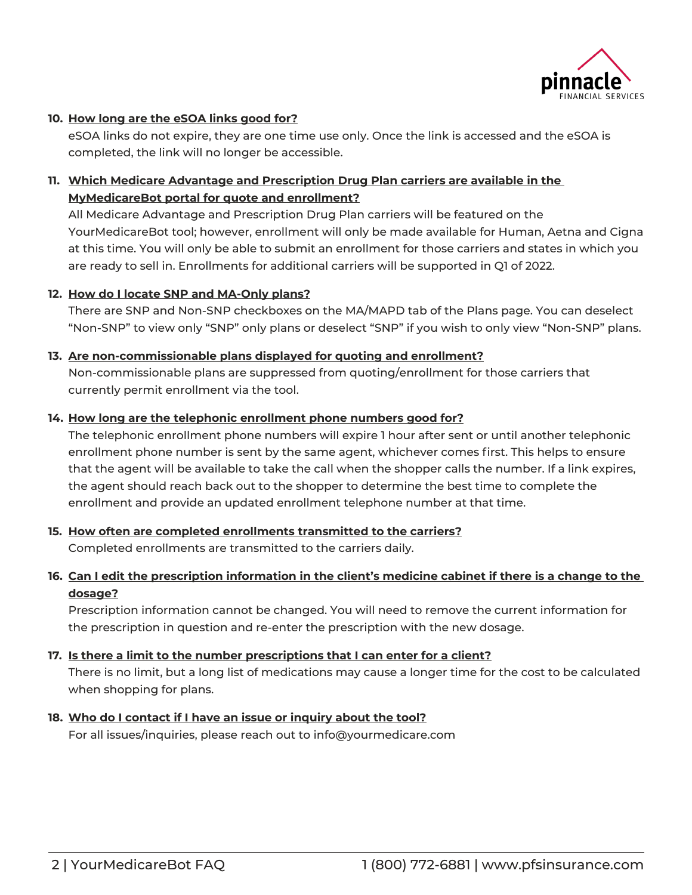10. **How long are the eSOA links good for?**

    eSOA links do not expire, they are one time use only. Once the link is accessed and the eSOA is completed, the link will no longer be accessible.

11. **Which Medicare Advantage and Prescription Drug Plan carriers are available in the MyMedicareBot portal for quote and enrollment?**

    All Medicare Advantage and Prescription Drug Plan carriers will be featured on the YourMedicareBot tool; however, enrollment will only be made available for Human, Aetna and Cigna at this time. You will only be able to submit an enrollment for those carriers and states in which you are ready to sell in. Enrollments for additional carriers will be supported in Q1 of 2022.

12. **How do I locate SNP and MA-Only plans?**

    There are SNP and Non-SNP checkboxes on the MA/MAPD tab of the Plans page. You can deselect "Non-SNP" to view only "SNP" only plans or deselect "SNP" if you wish to only view "Non-SNP" plans.

13. **Are non-commissionable plans displayed for quoting and enrollment?**

    Non-commissionable plans are suppressed from quoting/enrollment for those carriers that currently permit enrollment via the tool.

14. **How long are the telephonic enrollment phone numbers good for?**

    The telephonic enrollment phone numbers will expire 1 hour after sent or until another telephonic enrollment phone number is sent by the same agent, whichever comes first. This helps to ensure that the agent will be available to take the call when the shopper calls the number. If a link expires, the agent should reach back out to the shopper to determine the best time to complete the enrollment and provide an updated enrollment telephone number at that time.

15. **How often are completed enrollments transmitted to the carriers?**

    Completed enrollments are transmitted to the carriers daily.

16. **Can I edit the prescription information in the client's medicine cabinet if there is a change to the dosage?**

    Prescription information cannot be changed. You will need to remove the current information for the prescription in question and re-enter the prescription with the new dosage.

17. **Is there a limit to the number prescriptions that I can enter for a client?**

    There is no limit, but a long list of medications may cause a longer time for the cost to be calculated when shopping for plans.

18. **Who do I contact if I have an issue or inquiry about the tool?**

    For all issues/inquiries, please reach out to info@yourmedicare.com